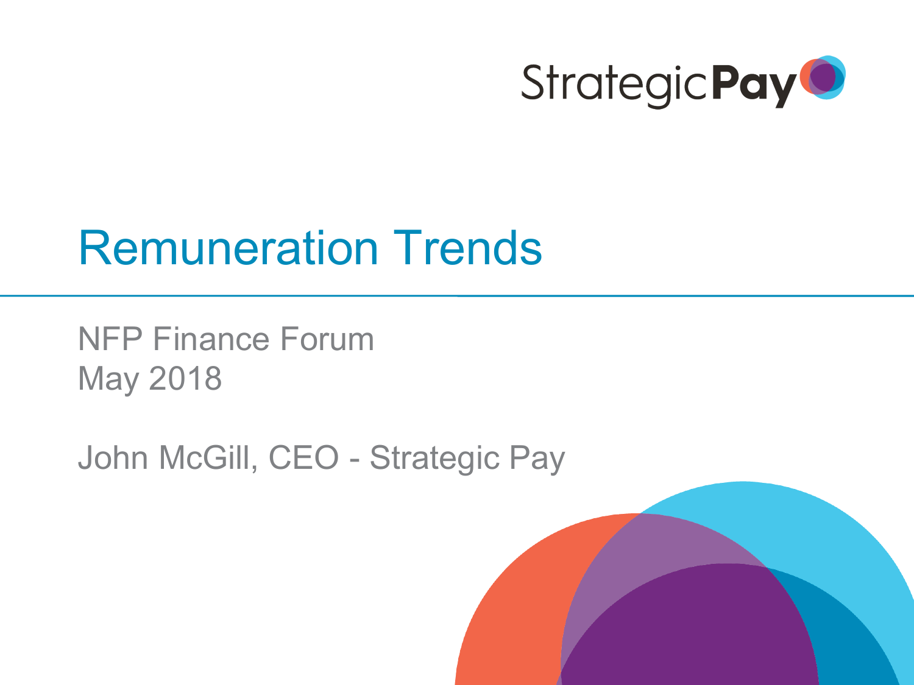StrategicPay

# Remuneration Trends

NFP Finance Forum
May 2018

John McGill, CEO - Strategic Pay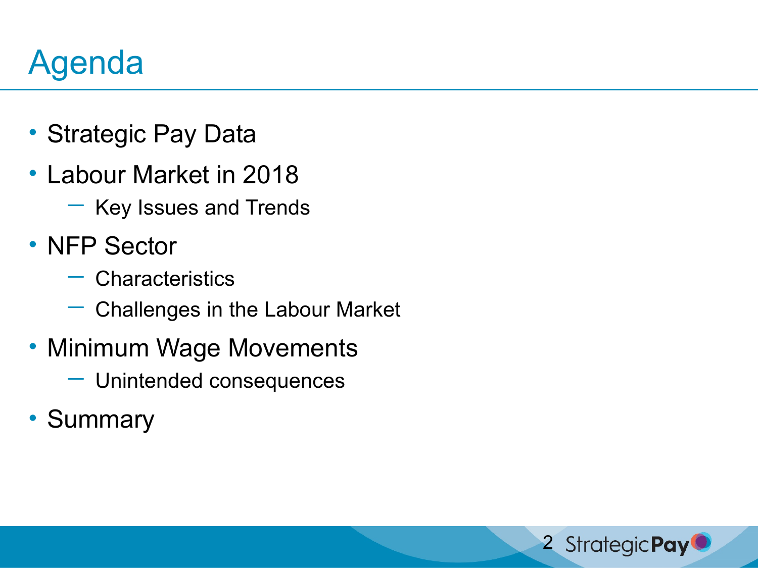# Agenda

- Strategic Pay Data
- Labour Market in 2018
  - Key Issues and Trends
- NFP Sector
  - Characteristics
  - Challenges in the Labour Market
- Minimum Wage Movements
  - Unintended consequences
- Summary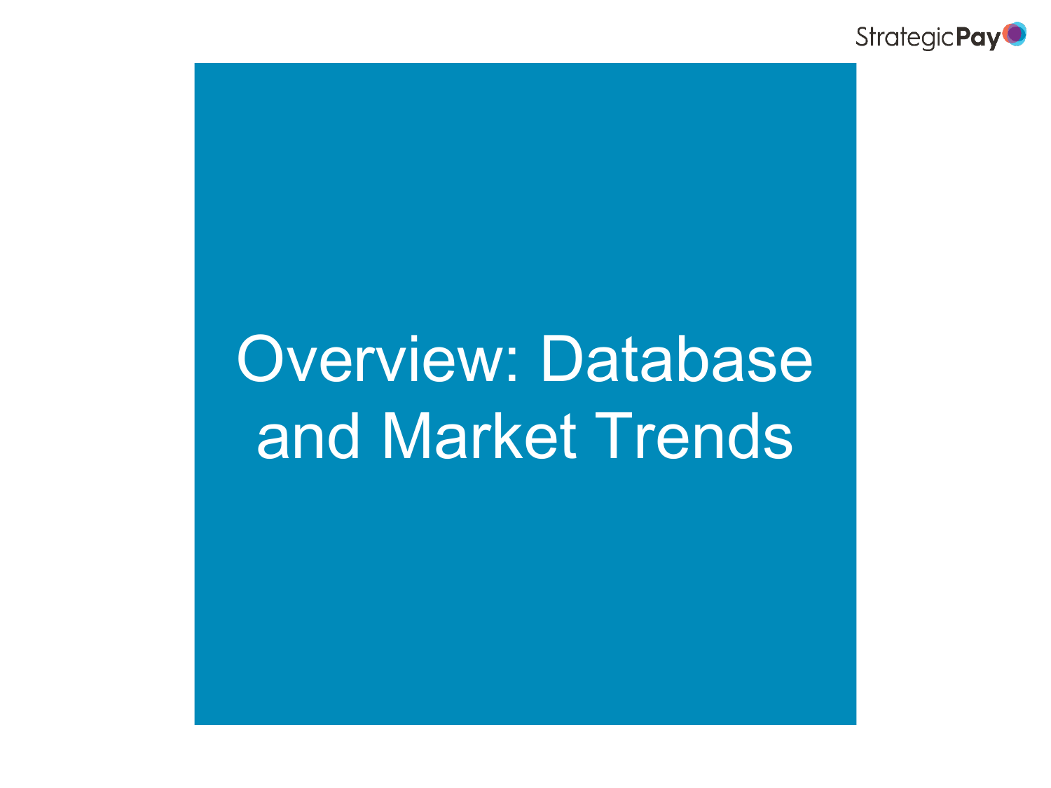# Overview: Database and Market Trends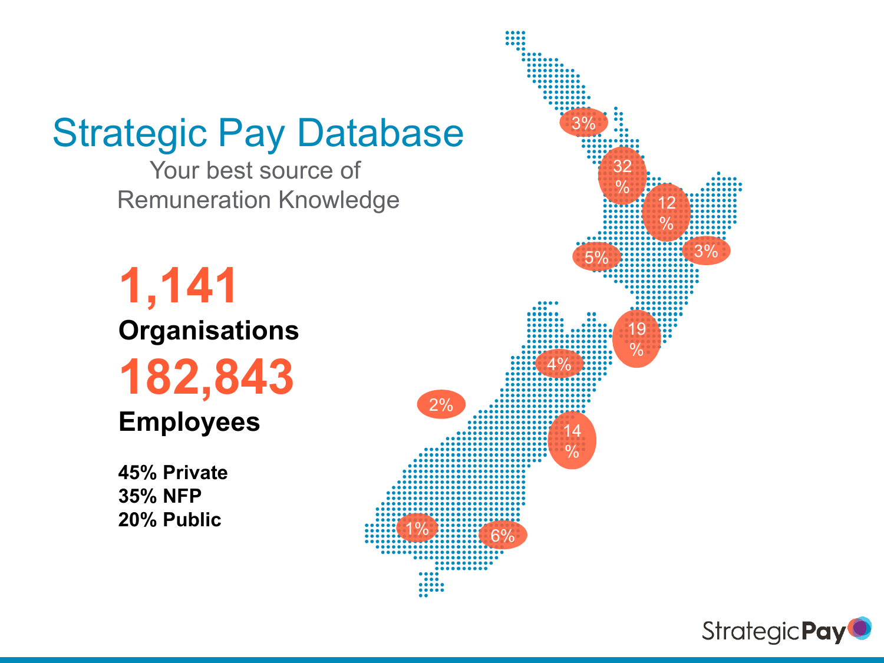# Strategic Pay Database

Your best source of Remuneration Knowledge

**1,141**

**Organisations**

**182,843**

**Employees**

**45% Private**
**35% NFP**
**20% Public**

3%

32%

12%

5%

3%

19%

4%

2%

14%

1%

6%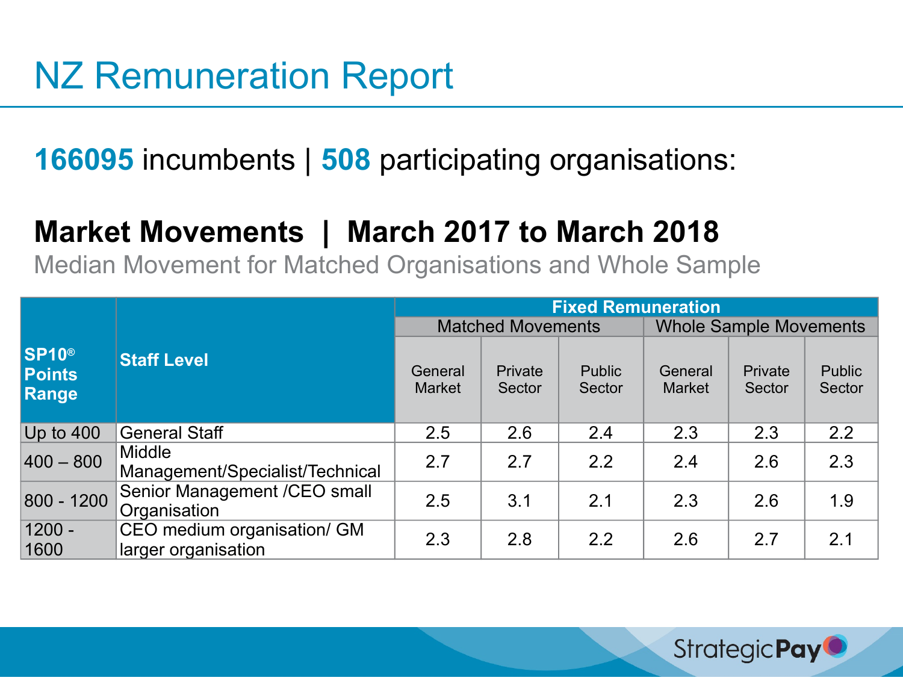# NZ Remuneration Report

**166095** incumbents | **508** participating organisations:

## Market Movements | March 2017 to March 2018

Median Movement for Matched Organisations and Whole Sample

| SP10® Points Range | Staff Level | Fixed Remuneration | | | | | |
|---|---|---|---|---|---|---|---|
| | | Matched Movements | | | Whole Sample Movements | | |
| | | General Market | Private Sector | Public Sector | General Market | Private Sector | Public Sector |
| Up to 400 | General Staff | 2.5 | 2.6 | 2.4 | 2.3 | 2.3 | 2.2 |
| 400 – 800 | Middle Management/Specialist/Technical | 2.7 | 2.7 | 2.2 | 2.4 | 2.6 | 2.3 |
| 800 - 1200 | Senior Management /CEO small Organisation | 2.5 | 3.1 | 2.1 | 2.3 | 2.6 | 1.9 |
| 1200 - 1600 | CEO medium organisation/ GM larger organisation | 2.3 | 2.8 | 2.2 | 2.6 | 2.7 | 2.1 |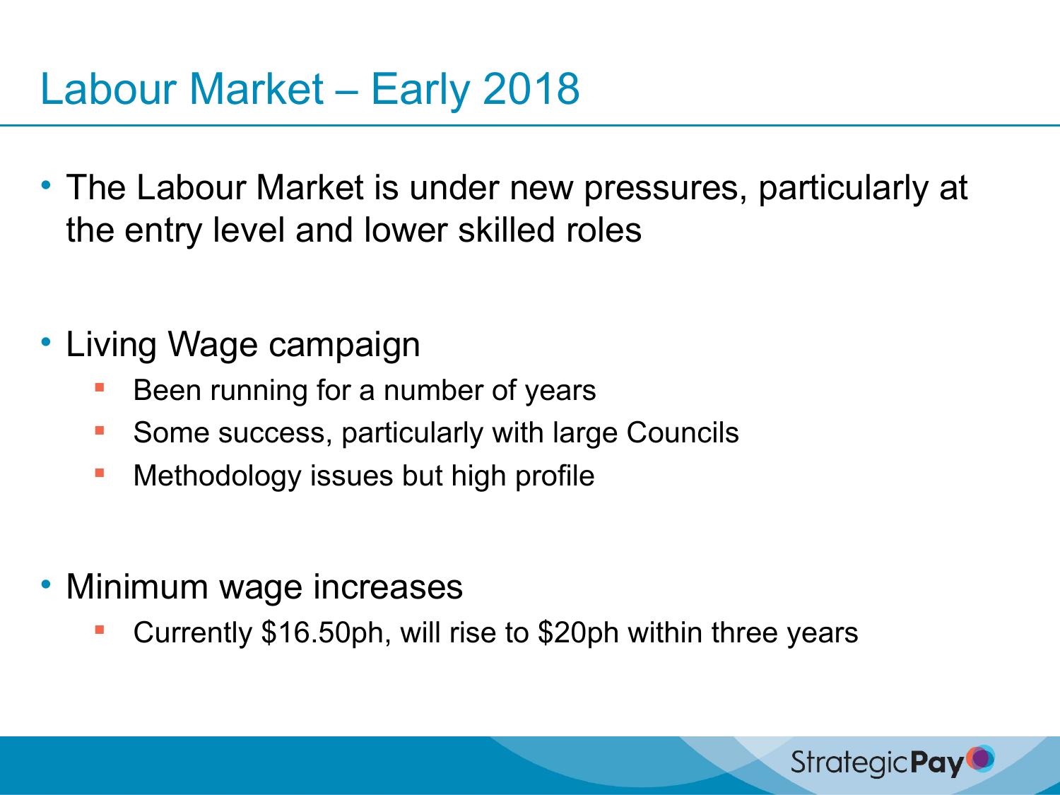# Labour Market – Early 2018

- The Labour Market is under new pressures, particularly at the entry level and lower skilled roles

- Living Wage campaign
  - Been running for a number of years
  - Some success, particularly with large Councils
  - Methodology issues but high profile

- Minimum wage increases
  - Currently $16.50ph, will rise to $20ph within three years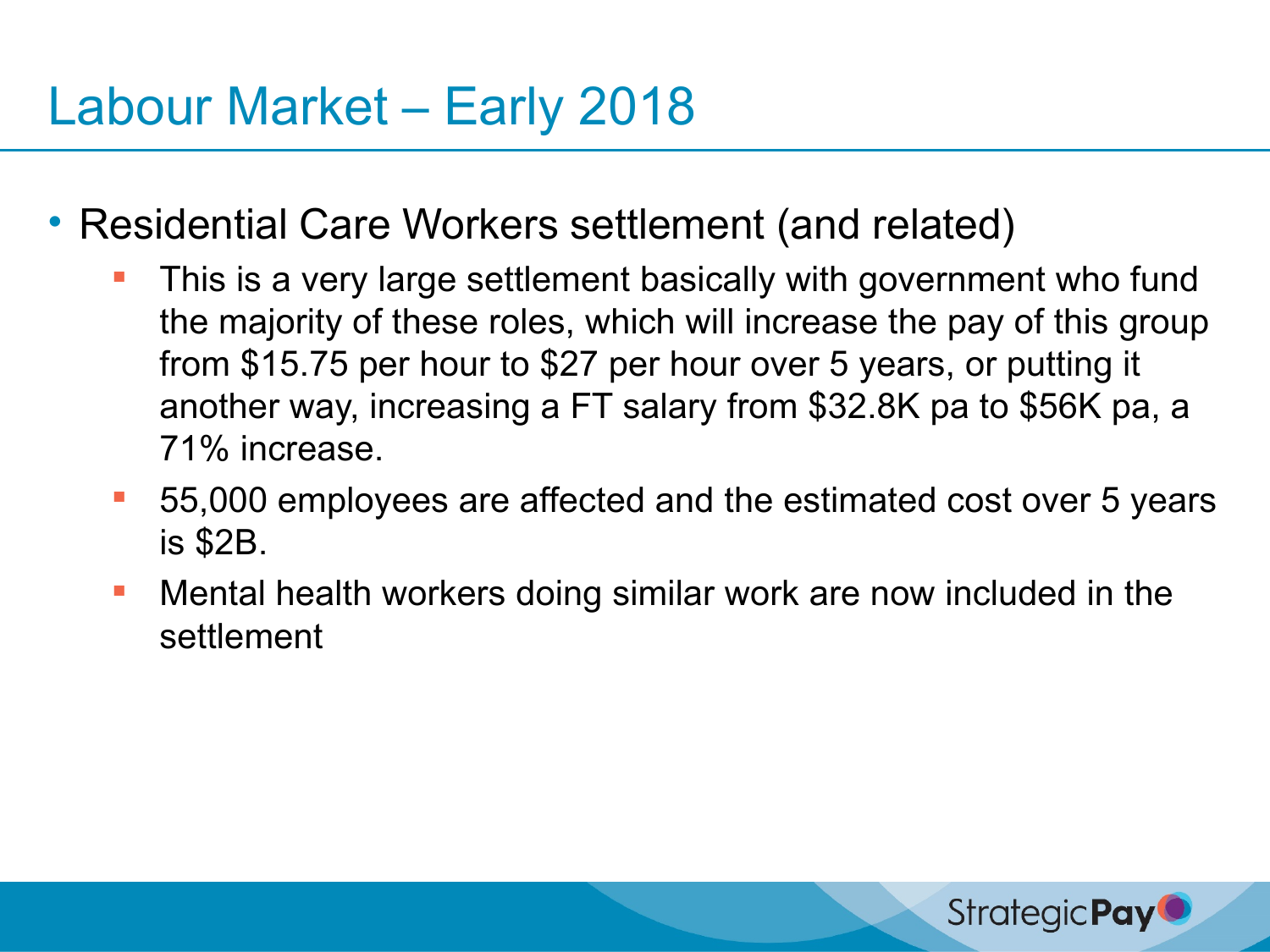# Labour Market – Early 2018

- Residential Care Workers settlement (and related)
  - This is a very large settlement basically with government who fund the majority of these roles, which will increase the pay of this group from $15.75 per hour to $27 per hour over 5 years, or putting it another way, increasing a FT salary from $32.8K pa to $56K pa, a 71% increase.
  - 55,000 employees are affected and the estimated cost over 5 years is $2B.
  - Mental health workers doing similar work are now included in the settlement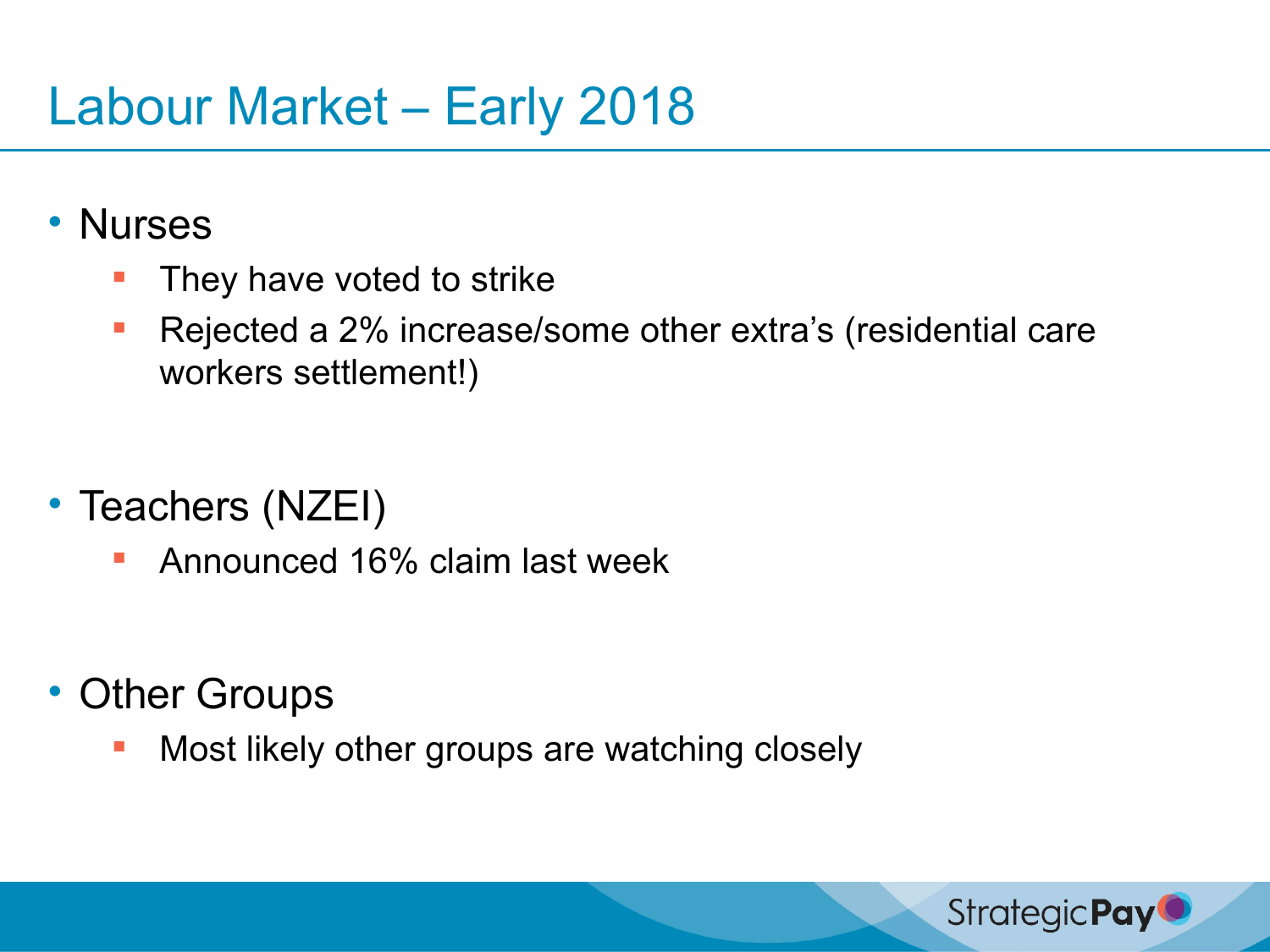# Labour Market – Early 2018

- Nurses
  - They have voted to strike
  - Rejected a 2% increase/some other extra's (residential care workers settlement!)

- Teachers (NZEI)
  - Announced 16% claim last week

- Other Groups
  - Most likely other groups are watching closely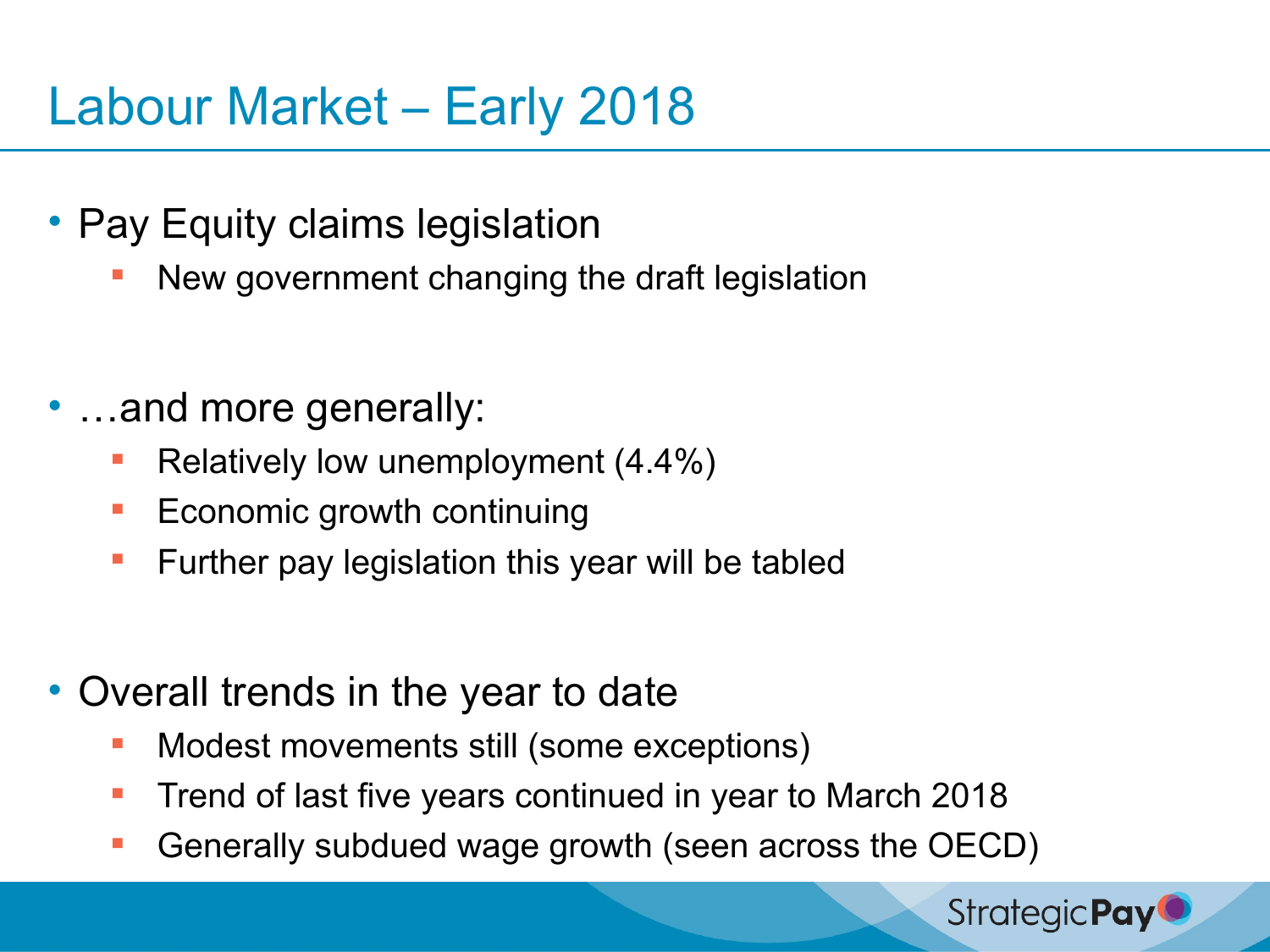# Labour Market – Early 2018

- Pay Equity claims legislation
  - New government changing the draft legislation

- …and more generally:
  - Relatively low unemployment (4.4%)
  - Economic growth continuing
  - Further pay legislation this year will be tabled

- Overall trends in the year to date
  - Modest movements still (some exceptions)
  - Trend of last five years continued in year to March 2018
  - Generally subdued wage growth (seen across the OECD)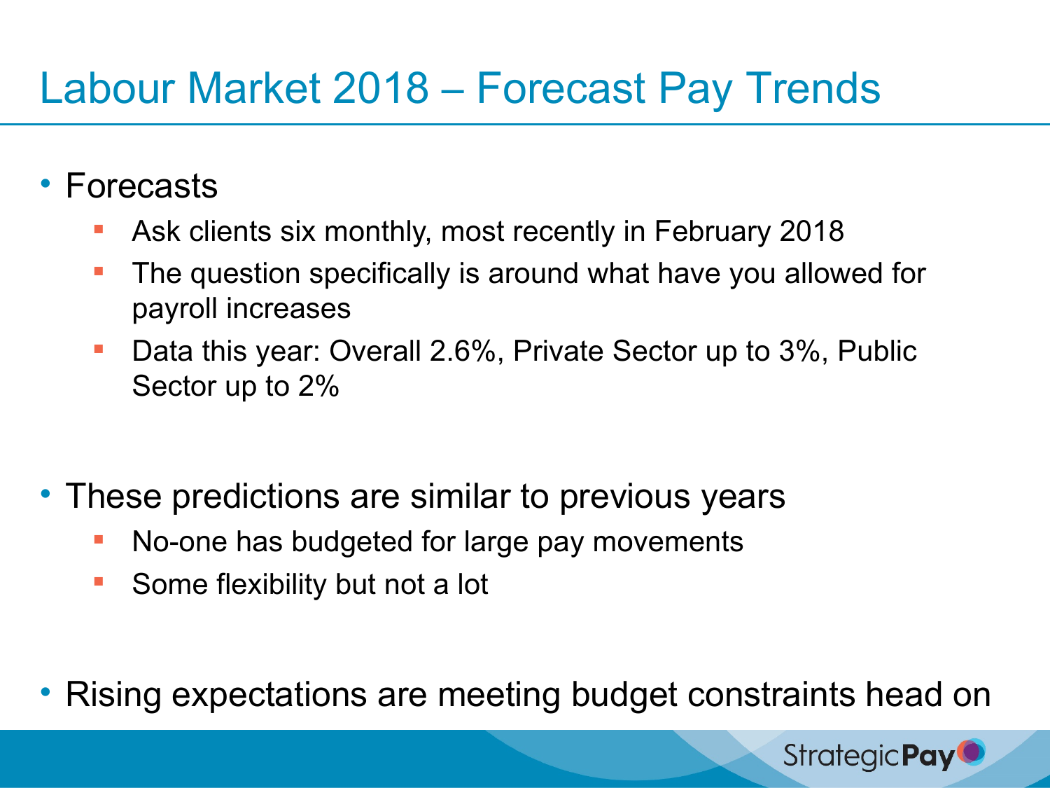# Labour Market 2018 – Forecast Pay Trends

- Forecasts
  - Ask clients six monthly, most recently in February 2018
  - The question specifically is around what have you allowed for payroll increases
  - Data this year: Overall 2.6%, Private Sector up to 3%, Public Sector up to 2%

- These predictions are similar to previous years
  - No-one has budgeted for large pay movements
  - Some flexibility but not a lot

- Rising expectations are meeting budget constraints head on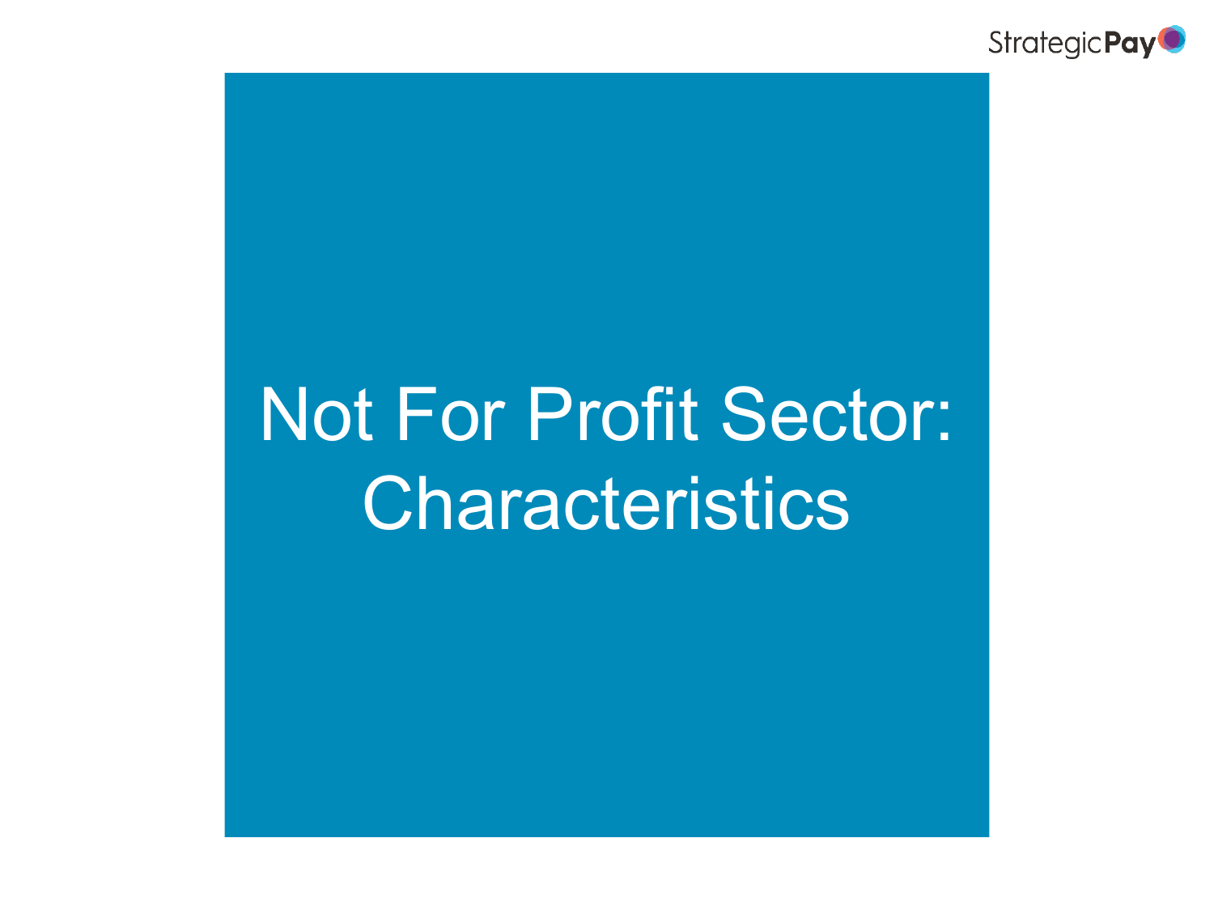# Not For Profit Sector: Characteristics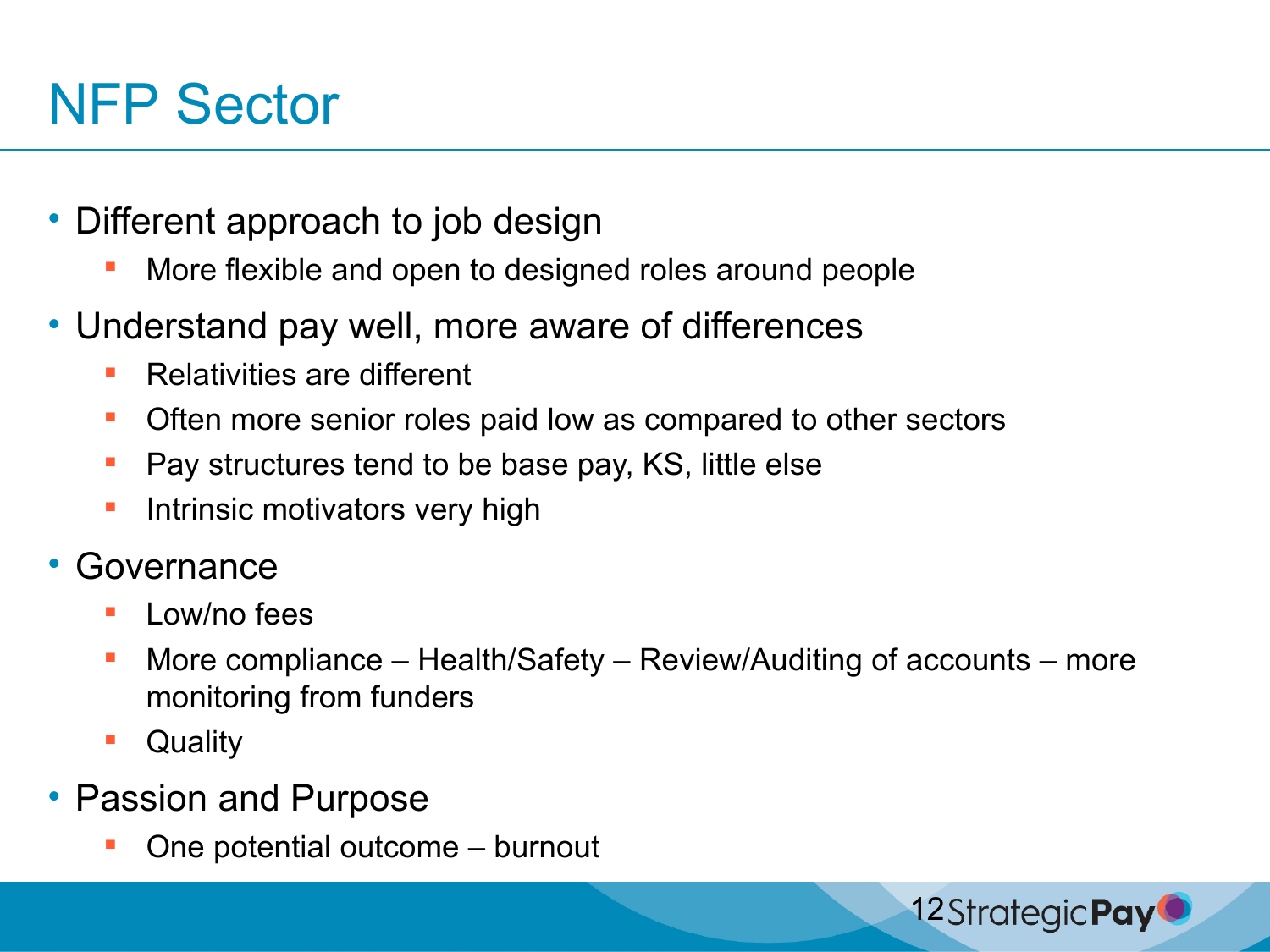# NFP Sector

- Different approach to job design
  - More flexible and open to designed roles around people
- Understand pay well, more aware of differences
  - Relativities are different
  - Often more senior roles paid low as compared to other sectors
  - Pay structures tend to be base pay, KS, little else
  - Intrinsic motivators very high
- Governance
  - Low/no fees
  - More compliance – Health/Safety – Review/Auditing of accounts – more monitoring from funders
  - Quality
- Passion and Purpose
  - One potential outcome – burnout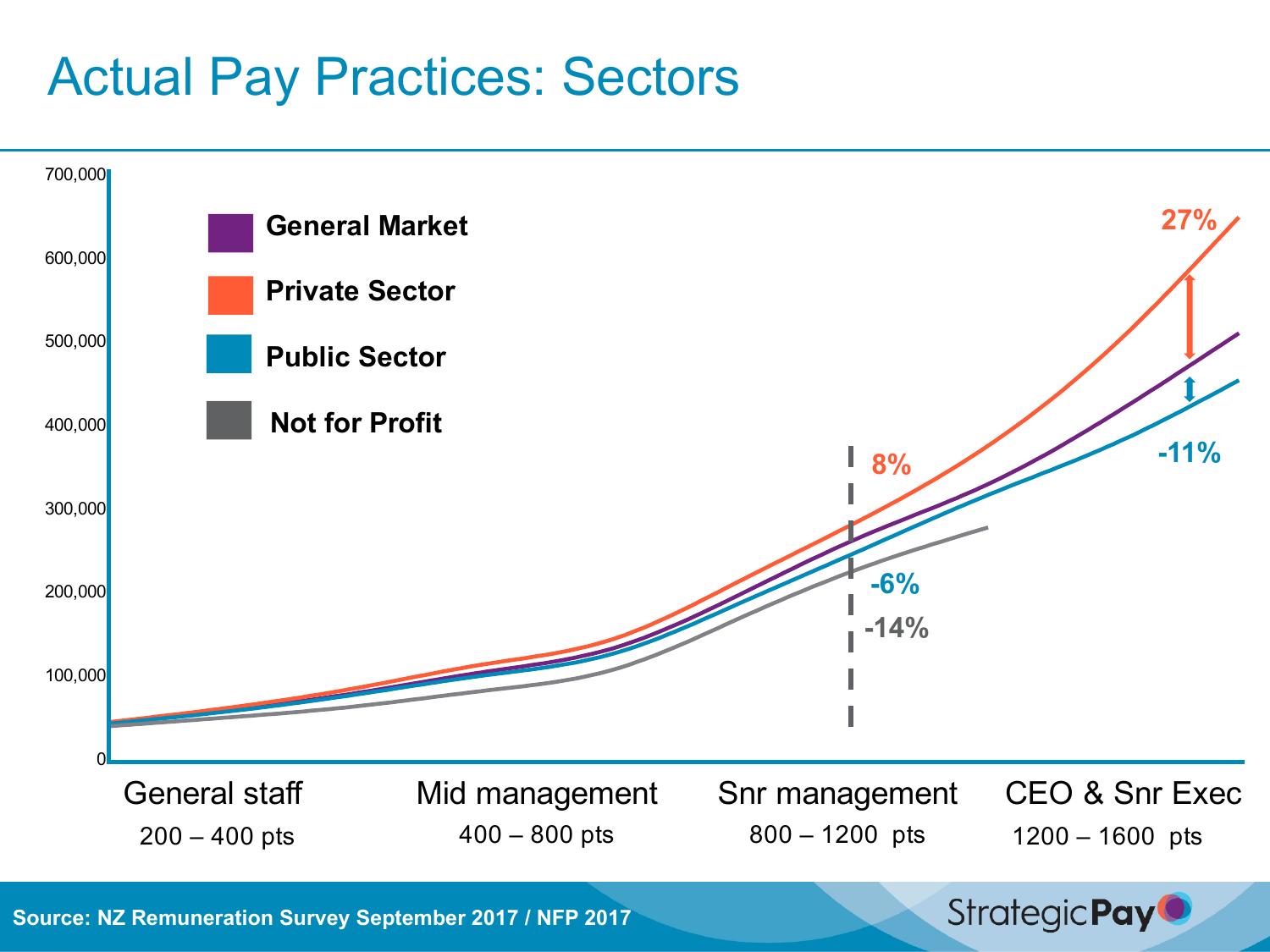# Actual Pay Practices: Sectors

700,000
600,000
500,000
400,000
300,000
200,000
100,000
0

- General Market
- Private Sector
- Public Sector
- Not for Profit

8%
-6%
-14%
27%
-11%

| General staff | Mid management | Snr management | CEO & Snr Exec |
|---|---|---|---|
| 200 – 400 pts | 400 – 800 pts | 800 – 1200 pts | 1200 – 1600 pts |

**Source: NZ Remuneration Survey September 2017 / NFP 2017**

StrategicPay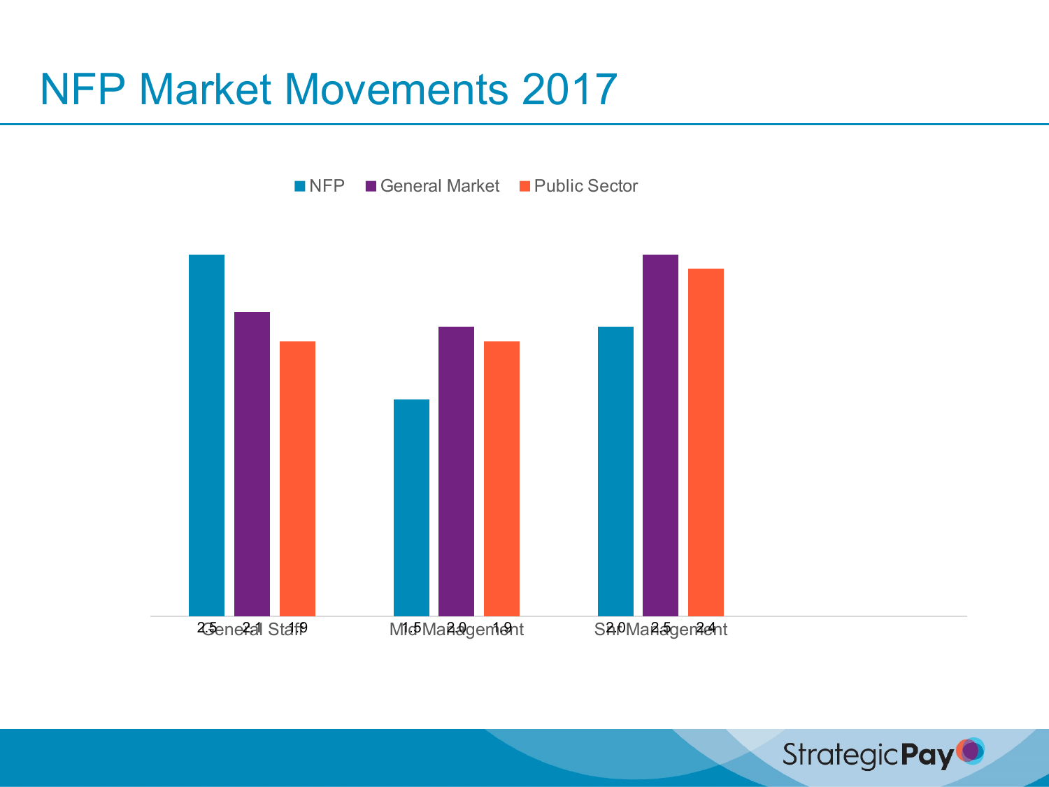# NFP Market Movements 2017

| | NFP | General Market | Public Sector |
|---|---|---|---|
| General Staff | 2.5 | 2.1 | 1.9 |
| Mid Management | 1.5 | 2.0 | 1.9 |
| Snr Management | 2.0 | 2.5 | 2.4 |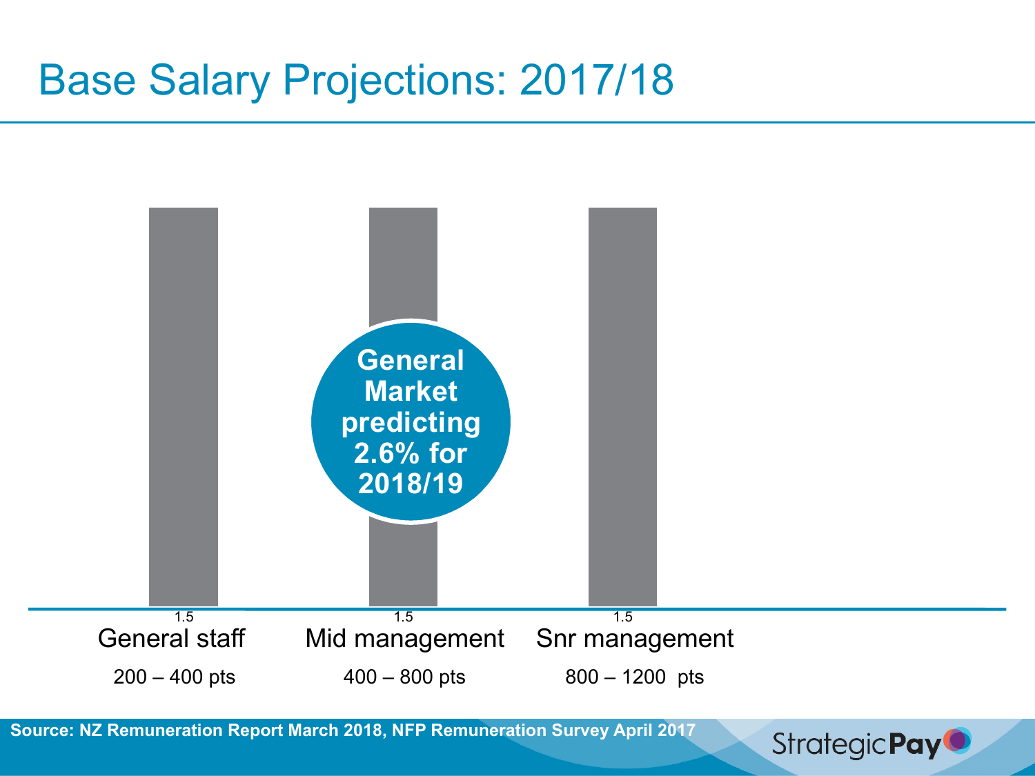# Base Salary Projections: 2017/18

| | General staff | Mid management | Snr management |
| --- | --- | --- | --- |
| Points range | 200 – 400 pts | 400 – 800 pts | 800 – 1200 pts |
| Value | 1.5 | 1.5 | 1.5 |

**General Market predicting 2.6% for 2018/19**

**Source: NZ Remuneration Report March 2018, NFP Remuneration Survey April 2017**

StrategicPay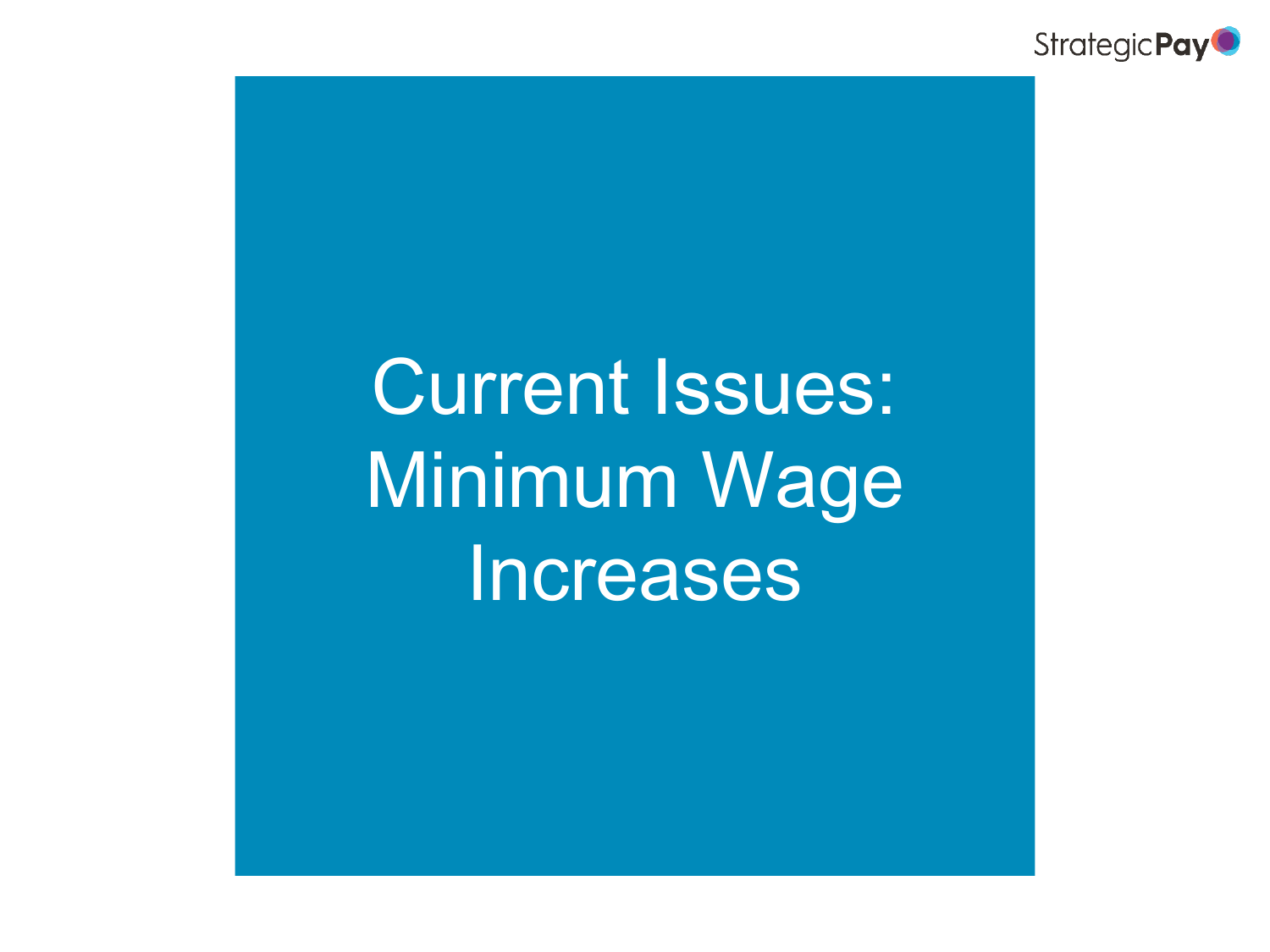# Current Issues: Minimum Wage Increases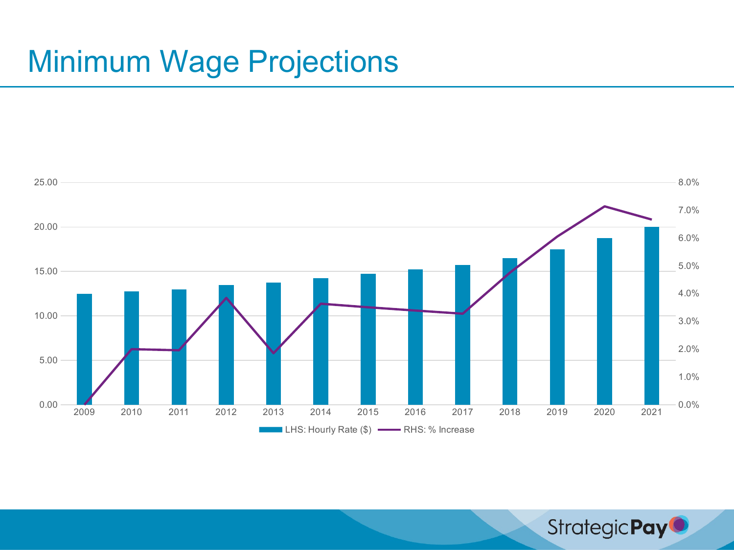# Minimum Wage Projections

25.00
20.00
15.00
10.00
5.00
0.00

8.0%
7.0%
6.0%
5.0%
4.0%
3.0%
2.0%
1.0%
0.0%

2009 2010 2011 2012 2013 2014 2015 2016 2017 2018 2019 2020 2021

LHS: Hourly Rate ($) — RHS: % Increase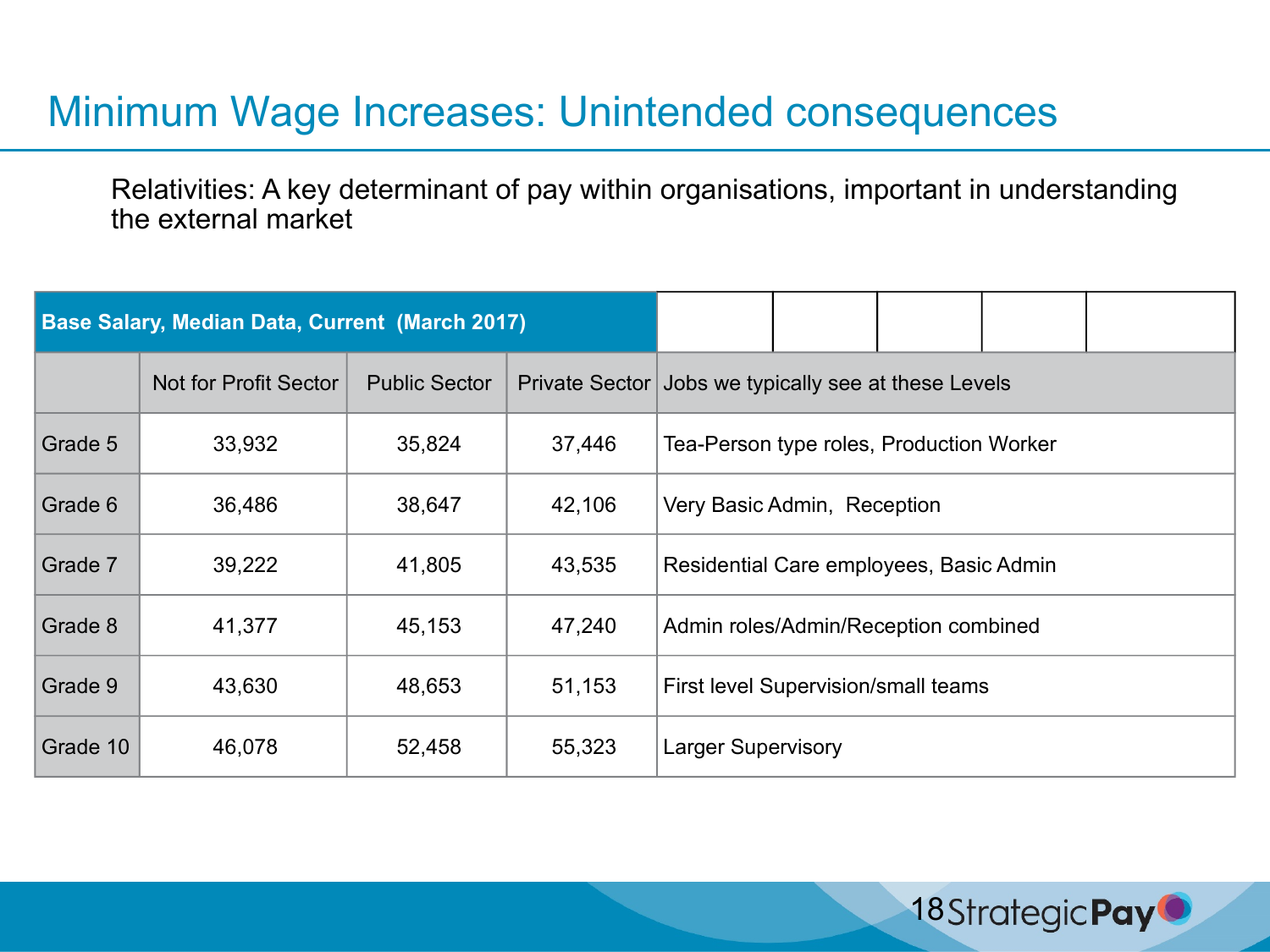# Minimum Wage Increases: Unintended consequences

Relativities: A key determinant of pay within organisations, important in understanding the external market

| **Base Salary, Median Data, Current (March 2017)** | | | | |
|---|---|---|---|---|
| | Not for Profit Sector | Public Sector | Private Sector | Jobs we typically see at these Levels |
| Grade 5 | 33,932 | 35,824 | 37,446 | Tea-Person type roles, Production Worker |
| Grade 6 | 36,486 | 38,647 | 42,106 | Very Basic Admin, Reception |
| Grade 7 | 39,222 | 41,805 | 43,535 | Residential Care employees, Basic Admin |
| Grade 8 | 41,377 | 45,153 | 47,240 | Admin roles/Admin/Reception combined |
| Grade 9 | 43,630 | 48,653 | 51,153 | First level Supervision/small teams |
| Grade 10 | 46,078 | 52,458 | 55,323 | Larger Supervisory |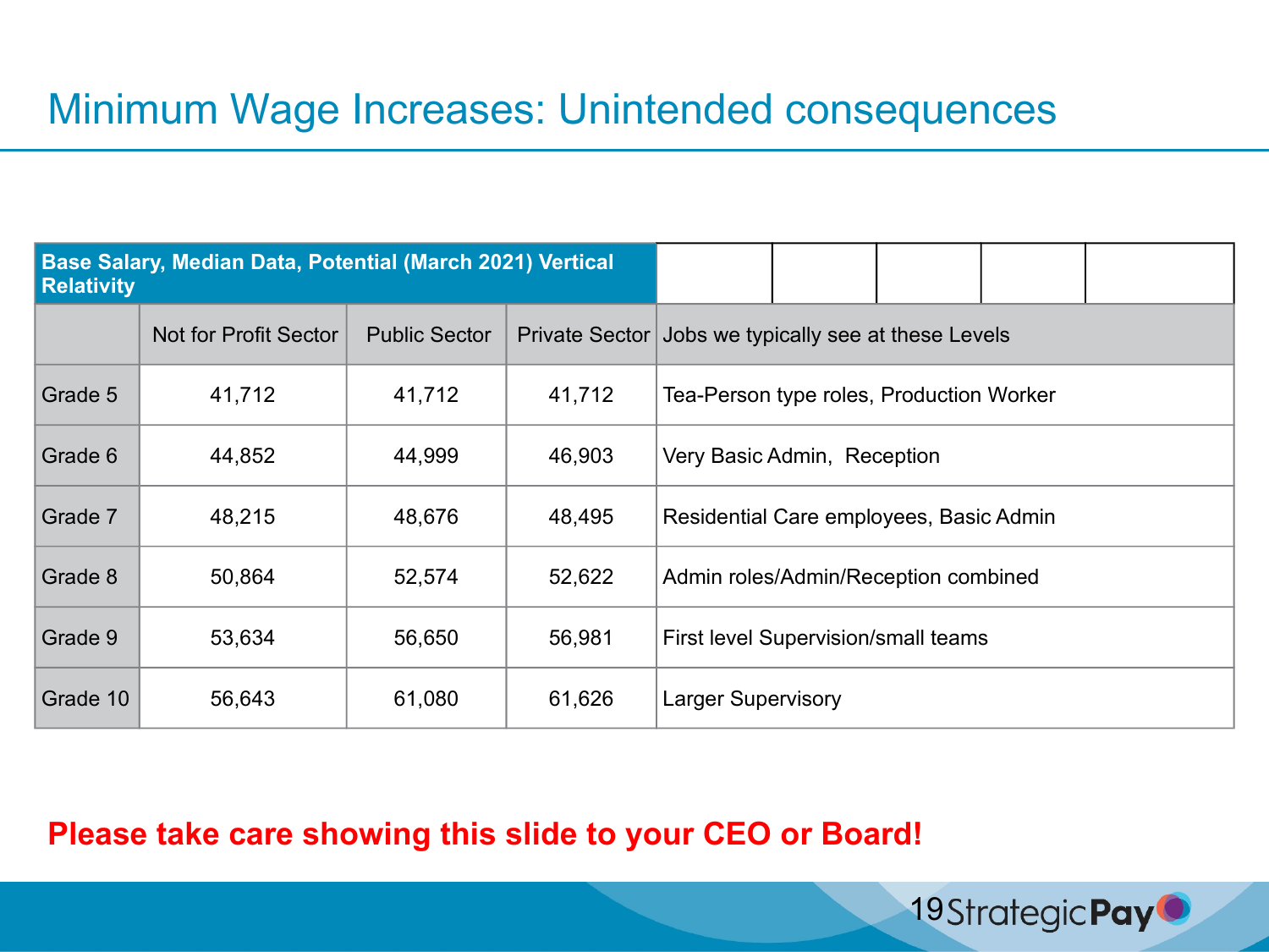# Minimum Wage Increases: Unintended consequences

| **Base Salary, Median Data, Potential (March 2021) Vertical Relativity** | | | | |
|---|---|---|---|---|
| | Not for Profit Sector | Public Sector | Private Sector | Jobs we typically see at these Levels |
| Grade 5 | 41,712 | 41,712 | 41,712 | Tea-Person type roles, Production Worker |
| Grade 6 | 44,852 | 44,999 | 46,903 | Very Basic Admin, Reception |
| Grade 7 | 48,215 | 48,676 | 48,495 | Residential Care employees, Basic Admin |
| Grade 8 | 50,864 | 52,574 | 52,622 | Admin roles/Admin/Reception combined |
| Grade 9 | 53,634 | 56,650 | 56,981 | First level Supervision/small teams |
| Grade 10 | 56,643 | 61,080 | 61,626 | Larger Supervisory |

**Please take care showing this slide to your CEO or Board!**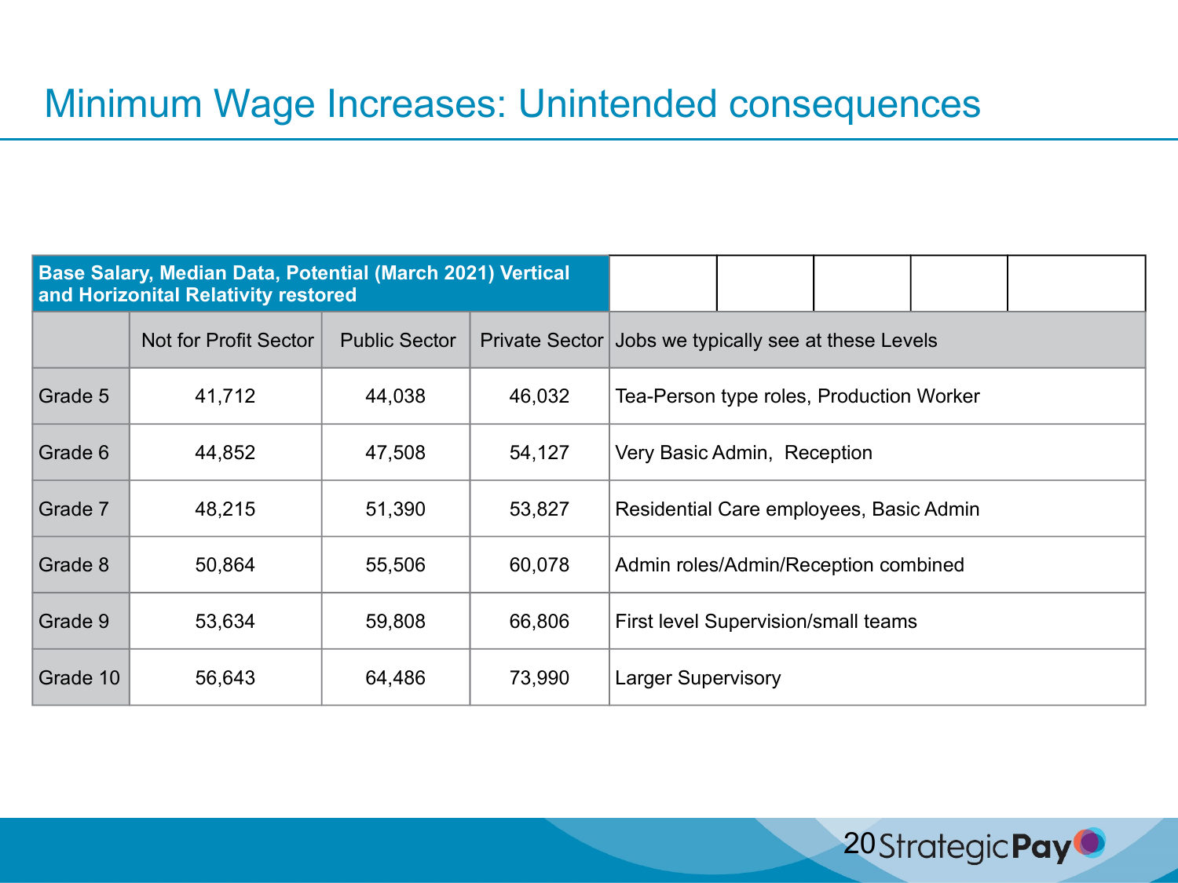# Minimum Wage Increases: Unintended consequences

| Base Salary, Median Data, Potential (March 2021) Vertical and Horizonital Relativity restored | | | | |
|---|---|---|---|---|
| | Not for Profit Sector | Public Sector | Private Sector | Jobs we typically see at these Levels |
| Grade 5 | 41,712 | 44,038 | 46,032 | Tea-Person type roles, Production Worker |
| Grade 6 | 44,852 | 47,508 | 54,127 | Very Basic Admin, Reception |
| Grade 7 | 48,215 | 51,390 | 53,827 | Residential Care employees, Basic Admin |
| Grade 8 | 50,864 | 55,506 | 60,078 | Admin roles/Admin/Reception combined |
| Grade 9 | 53,634 | 59,808 | 66,806 | First level Supervision/small teams |
| Grade 10 | 56,643 | 64,486 | 73,990 | Larger Supervisory |

StrategicPay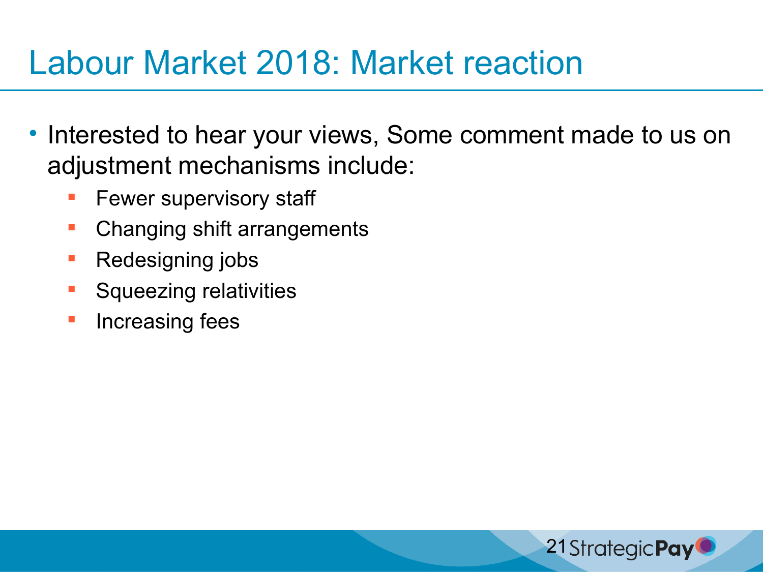# Labour Market 2018: Market reaction

- Interested to hear your views, Some comment made to us on adjustment mechanisms include:
  - Fewer supervisory staff
  - Changing shift arrangements
  - Redesigning jobs
  - Squeezing relativities
  - Increasing fees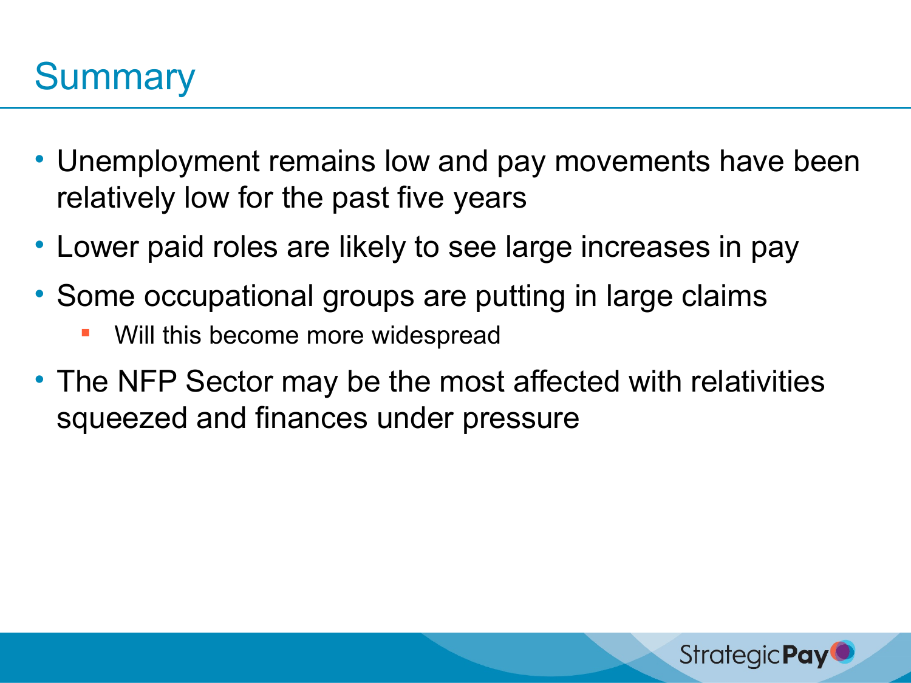# Summary

- Unemployment remains low and pay movements have been relatively low for the past five years
- Lower paid roles are likely to see large increases in pay
- Some occupational groups are putting in large claims
  - Will this become more widespread
- The NFP Sector may be the most affected with relativities squeezed and finances under pressure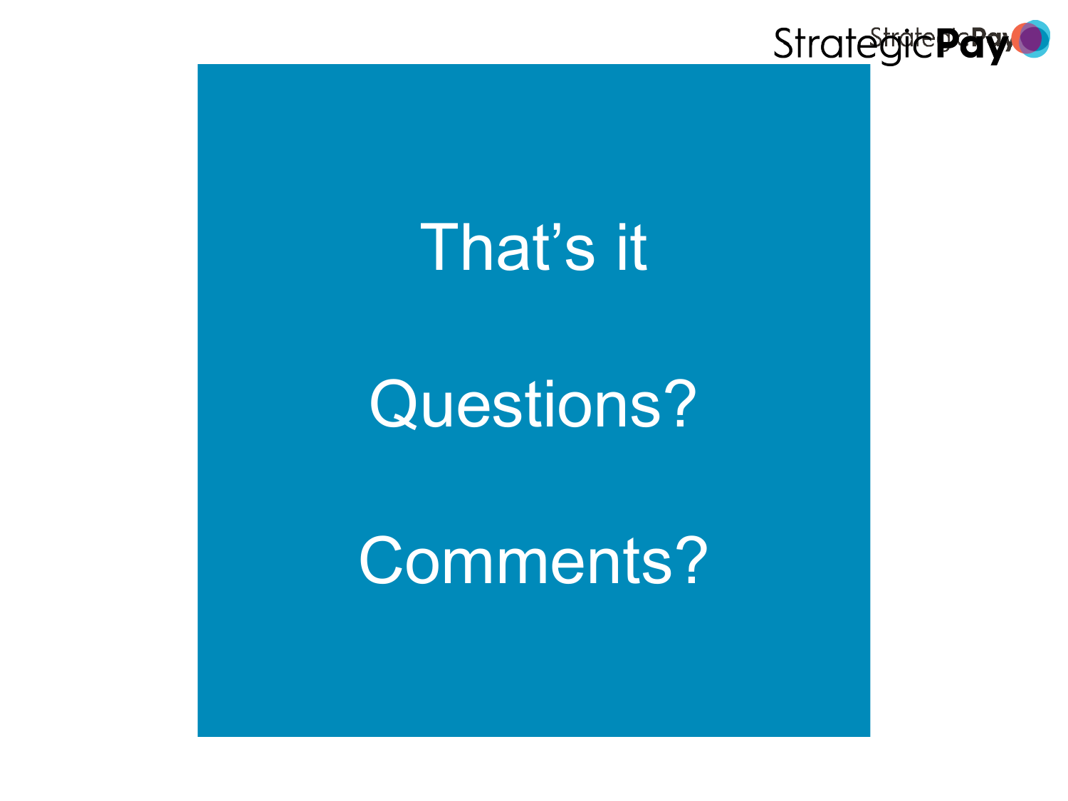That's it

Questions?

Comments?